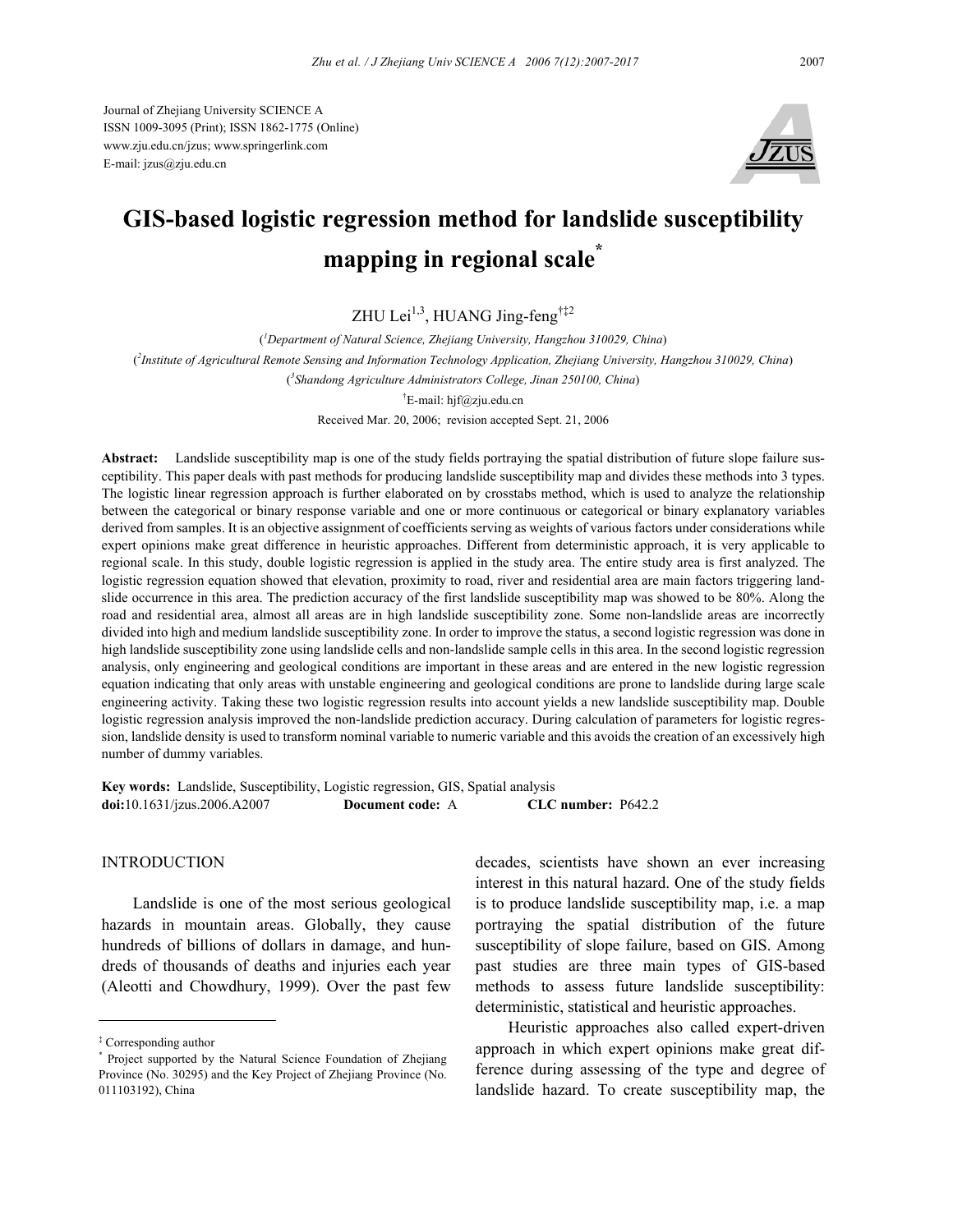Journal of Zhejiang University SCIENCE A
ISSN 1009-3095 (Print); ISSN 1862-1775 (Online)
www.zju.edu.cn/jzus; www.springerlink.com
E-mail: jzus@zju.edu.cn

# GIS-based logistic regression method for landslide susceptibility mapping in regional scale*

ZHU Lei[1,3], HUANG Jing-feng[†‡2]

([1]Department of Natural Science, Zhejiang University, Hangzhou 310029, China)

([2]Institute of Agricultural Remote Sensing and Information Technology Application, Zhejiang University, Hangzhou 310029, China)

([3]Shandong Agriculture Administrators College, Jinan 250100, China)

[†]E-mail: hjf@zju.edu.cn

Received Mar. 20, 2006; revision accepted Sept. 21, 2006

**Abstract:** Landslide susceptibility map is one of the study fields portraying the spatial distribution of future slope failure susceptibility. This paper deals with past methods for producing landslide susceptibility map and divides these methods into 3 types. The logistic linear regression approach is further elaborated on by crosstabs method, which is used to analyze the relationship between the categorical or binary response variable and one or more continuous or categorical or binary explanatory variables derived from samples. It is an objective assignment of coefficients serving as weights of various factors under considerations while expert opinions make great difference in heuristic approaches. Different from deterministic approach, it is very applicable to regional scale. In this study, double logistic regression is applied in the study area. The entire study area is first analyzed. The logistic regression equation showed that elevation, proximity to road, river and residential area are main factors triggering landslide occurrence in this area. The prediction accuracy of the first landslide susceptibility map was showed to be 80%. Along the road and residential area, almost all areas are in high landslide susceptibility zone. Some non-landslide areas are incorrectly divided into high and medium landslide susceptibility zone. In order to improve the status, a second logistic regression was done in high landslide susceptibility zone using landslide cells and non-landslide sample cells in this area. In the second logistic regression analysis, only engineering and geological conditions are important in these areas and are entered in the new logistic regression equation indicating that only areas with unstable engineering and geological conditions are prone to landslide during large scale engineering activity. Taking these two logistic regression results into account yields a new landslide susceptibility map. Double logistic regression analysis improved the non-landslide prediction accuracy. During calculation of parameters for logistic regression, landslide density is used to transform nominal variable to numeric variable and this avoids the creation of an excessively high number of dummy variables.

**Key words:** Landslide, Susceptibility, Logistic regression, GIS, Spatial analysis
**doi:**10.1631/jzus.2006.A2007 **Document code:** A **CLC number:** P642.2

## INTRODUCTION

Landslide is one of the most serious geological hazards in mountain areas. Globally, they cause hundreds of billions of dollars in damage, and hundreds of thousands of deaths and injuries each year (Aleotti and Chowdhury, 1999). Over the past few decades, scientists have shown an ever increasing interest in this natural hazard. One of the study fields is to produce landslide susceptibility map, i.e. a map portraying the spatial distribution of the future susceptibility of slope failure, based on GIS. Among past studies are three main types of GIS-based methods to assess future landslide susceptibility: deterministic, statistical and heuristic approaches.

Heuristic approaches also called expert-driven approach in which expert opinions make great difference during assessing of the type and degree of landslide hazard. To create susceptibility map, the

‡ Corresponding author

\* Project supported by the Natural Science Foundation of Zhejiang Province (No. 30295) and the Key Project of Zhejiang Province (No. 011103192), China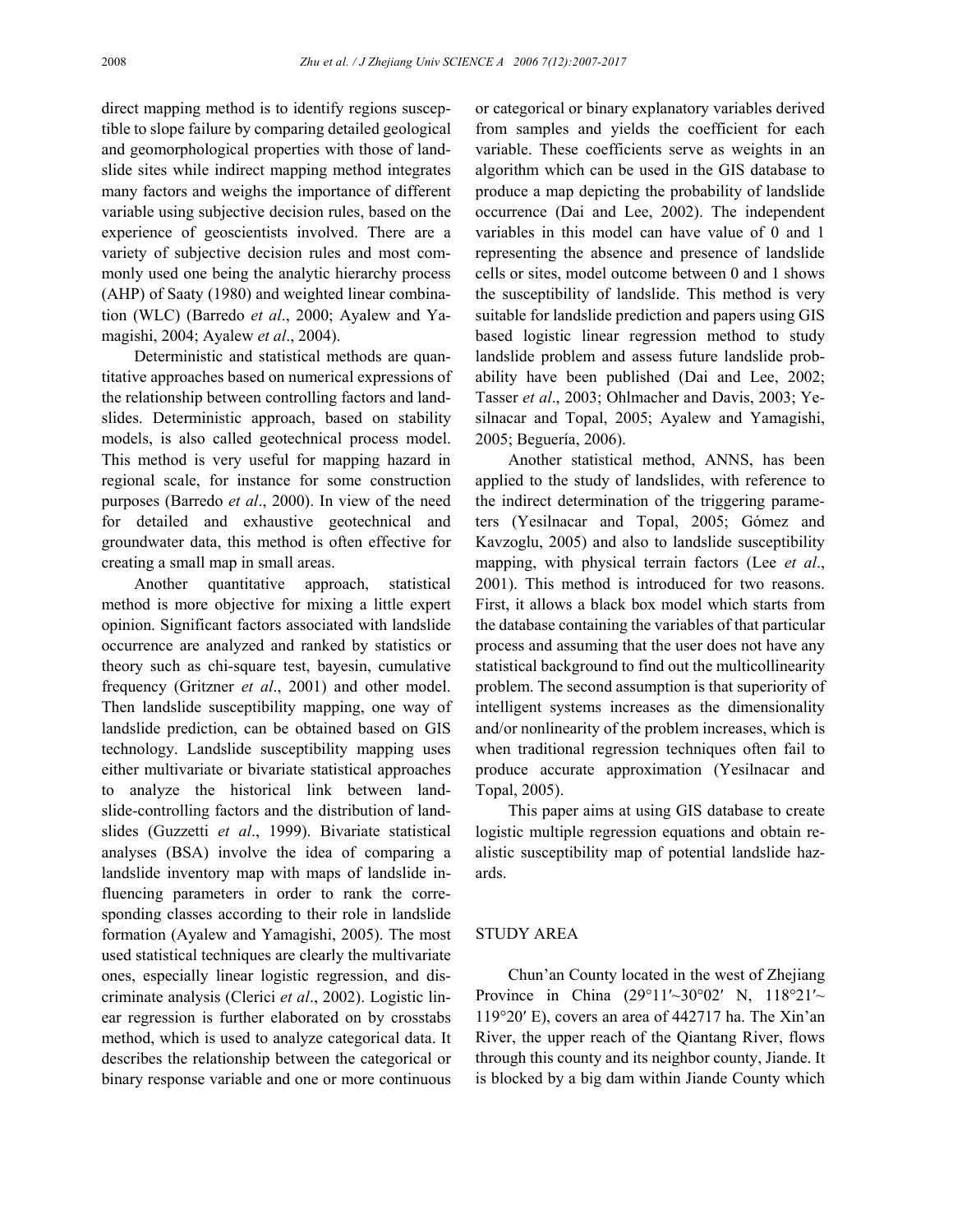direct mapping method is to identify regions susceptible to slope failure by comparing detailed geological and geomorphological properties with those of landslide sites while indirect mapping method integrates many factors and weighs the importance of different variable using subjective decision rules, based on the experience of geoscientists involved. There are a variety of subjective decision rules and most commonly used one being the analytic hierarchy process (AHP) of Saaty (1980) and weighted linear combination (WLC) (Barredo *et al*., 2000; Ayalew and Yamagishi, 2004; Ayalew *et al*., 2004).

Deterministic and statistical methods are quantitative approaches based on numerical expressions of the relationship between controlling factors and landslides. Deterministic approach, based on stability models, is also called geotechnical process model. This method is very useful for mapping hazard in regional scale, for instance for some construction purposes (Barredo *et al*., 2000). In view of the need for detailed and exhaustive geotechnical and groundwater data, this method is often effective for creating a small map in small areas.

Another quantitative approach, statistical method is more objective for mixing a little expert opinion. Significant factors associated with landslide occurrence are analyzed and ranked by statistics or theory such as chi-square test, bayesin, cumulative frequency (Gritzner *et al*., 2001) and other model. Then landslide susceptibility mapping, one way of landslide prediction, can be obtained based on GIS technology. Landslide susceptibility mapping uses either multivariate or bivariate statistical approaches to analyze the historical link between landslide-controlling factors and the distribution of landslides (Guzzetti *et al*., 1999). Bivariate statistical analyses (BSA) involve the idea of comparing a landslide inventory map with maps of landslide influencing parameters in order to rank the corresponding classes according to their role in landslide formation (Ayalew and Yamagishi, 2005). The most used statistical techniques are clearly the multivariate ones, especially linear logistic regression, and discriminate analysis (Clerici *et al*., 2002). Logistic linear regression is further elaborated on by crosstabs method, which is used to analyze categorical data. It describes the relationship between the categorical or binary response variable and one or more continuous or categorical or binary explanatory variables derived from samples and yields the coefficient for each variable. These coefficients serve as weights in an algorithm which can be used in the GIS database to produce a map depicting the probability of landslide occurrence (Dai and Lee, 2002). The independent variables in this model can have value of 0 and 1 representing the absence and presence of landslide cells or sites, model outcome between 0 and 1 shows the susceptibility of landslide. This method is very suitable for landslide prediction and papers using GIS based logistic linear regression method to study landslide problem and assess future landslide probability have been published (Dai and Lee, 2002; Tasser *et al*., 2003; Ohlmacher and Davis, 2003; Yesilnacar and Topal, 2005; Ayalew and Yamagishi, 2005; Beguería, 2006).

Another statistical method, ANNS, has been applied to the study of landslides, with reference to the indirect determination of the triggering parameters (Yesilnacar and Topal, 2005; Gómez and Kavzoglu, 2005) and also to landslide susceptibility mapping, with physical terrain factors (Lee *et al*., 2001). This method is introduced for two reasons. First, it allows a black box model which starts from the database containing the variables of that particular process and assuming that the user does not have any statistical background to find out the multicollinearity problem. The second assumption is that superiority of intelligent systems increases as the dimensionality and/or nonlinearity of the problem increases, which is when traditional regression techniques often fail to produce accurate approximation (Yesilnacar and Topal, 2005).

This paper aims at using GIS database to create logistic multiple regression equations and obtain realistic susceptibility map of potential landslide hazards.

## STUDY AREA

Chun'an County located in the west of Zhejiang Province in China (29°11′~30°02′ N, 118°21′~119°20′ E), covers an area of 442717 ha. The Xin'an River, the upper reach of the Qiantang River, flows through this county and its neighbor county, Jiande. It is blocked by a big dam within Jiande County which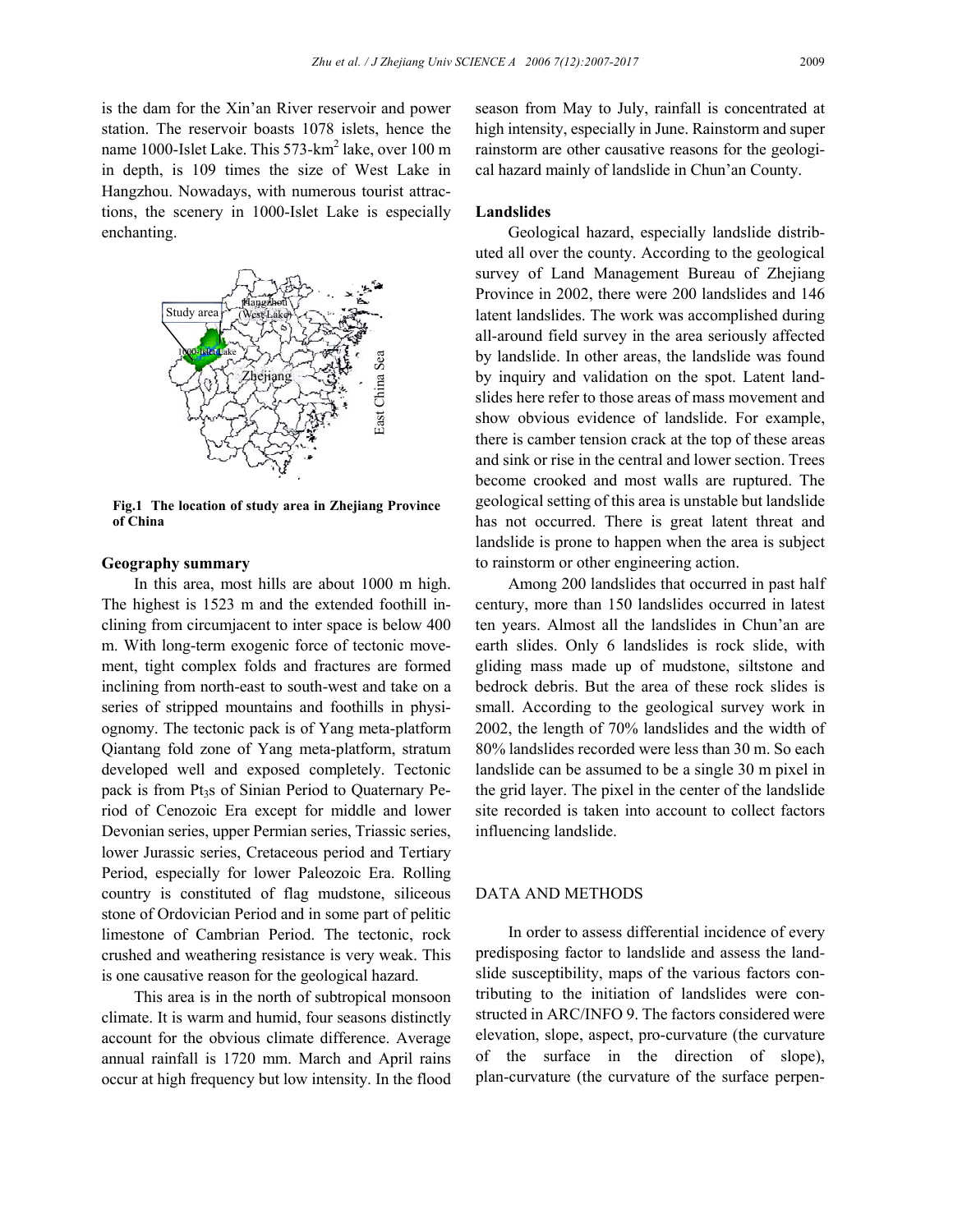is the dam for the Xin'an River reservoir and power station. The reservoir boasts 1078 islets, hence the name 1000-Islet Lake. This 573-km$^2$ lake, over 100 m in depth, is 109 times the size of West Lake in Hangzhou. Nowadays, with numerous tourist attractions, the scenery in 1000-Islet Lake is especially enchanting.

Study area

Hangzhou (West Lake)

1000-Islet Lake

Zhejiang

East China Sea

**Fig.1 The location of study area in Zhejiang Province of China**

### Geography summary

In this area, most hills are about 1000 m high. The highest is 1523 m and the extended foothill inclining from circumjacent to inter space is below 400 m. With long-term exogenic force of tectonic movement, tight complex folds and fractures are formed inclining from north-east to south-west and take on a series of stripped mountains and foothills in physiognomy. The tectonic pack is of Yang meta-platform Qiantang fold zone of Yang meta-platform, stratum developed well and exposed completely. Tectonic pack is from $Pt_3s$ of Sinian Period to Quaternary Period of Cenozoic Era except for middle and lower Devonian series, upper Permian series, Triassic series, lower Jurassic series, Cretaceous period and Tertiary Period, especially for lower Paleozoic Era. Rolling country is constituted of flag mudstone, siliceous stone of Ordovician Period and in some part of pelitic limestone of Cambrian Period. The tectonic, rock crushed and weathering resistance is very weak. This is one causative reason for the geological hazard.

This area is in the north of subtropical monsoon climate. It is warm and humid, four seasons distinctly account for the obvious climate difference. Average annual rainfall is 1720 mm. March and April rains occur at high frequency but low intensity. In the flood season from May to July, rainfall is concentrated at high intensity, especially in June. Rainstorm and super rainstorm are other causative reasons for the geological hazard mainly of landslide in Chun'an County.

### Landslides

Geological hazard, especially landslide distributed all over the county. According to the geological survey of Land Management Bureau of Zhejiang Province in 2002, there were 200 landslides and 146 latent landslides. The work was accomplished during all-around field survey in the area seriously affected by landslide. In other areas, the landslide was found by inquiry and validation on the spot. Latent landslides here refer to those areas of mass movement and show obvious evidence of landslide. For example, there is camber tension crack at the top of these areas and sink or rise in the central and lower section. Trees become crooked and most walls are ruptured. The geological setting of this area is unstable but landslide has not occurred. There is great latent threat and landslide is prone to happen when the area is subject to rainstorm or other engineering action.

Among 200 landslides that occurred in past half century, more than 150 landslides occurred in latest ten years. Almost all the landslides in Chun'an are earth slides. Only 6 landslides is rock slide, with gliding mass made up of mudstone, siltstone and bedrock debris. But the area of these rock slides is small. According to the geological survey work in 2002, the length of 70% landslides and the width of 80% landslides recorded were less than 30 m. So each landslide can be assumed to be a single 30 m pixel in the grid layer. The pixel in the center of the landslide site recorded is taken into account to collect factors influencing landslide.

## DATA AND METHODS

In order to assess differential incidence of every predisposing factor to landslide and assess the landslide susceptibility, maps of the various factors contributing to the initiation of landslides were constructed in ARC/INFO 9. The factors considered were elevation, slope, aspect, pro-curvature (the curvature of the surface in the direction of slope), plan-curvature (the curvature of the surface perpen-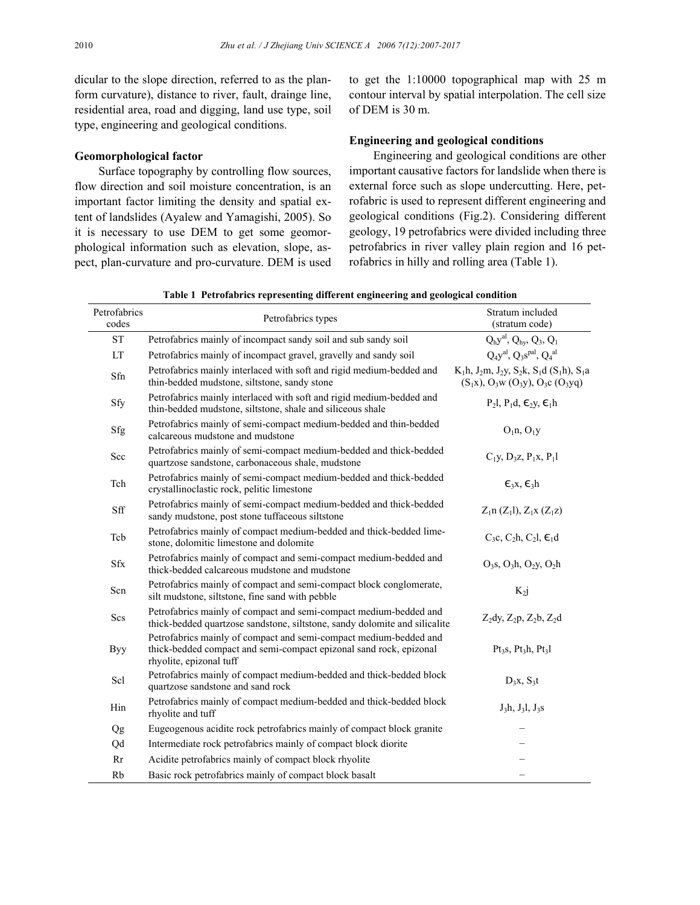dicular to the slope direction, referred to as the plan-form curvature), distance to river, fault, drainge line, residential area, road and digging, land use type, soil type, engineering and geological conditions.

### Geomorphological factor

Surface topography by controlling flow sources, flow direction and soil moisture concentration, is an important factor limiting the density and spatial extent of landslides (Ayalew and Yamagishi, 2005). So it is necessary to use DEM to get some geomorphological information such as elevation, slope, aspect, plan-curvature and pro-curvature. DEM is used to get the 1:10000 topographical map with 25 m contour interval by spatial interpolation. The cell size of DEM is 30 m.

### Engineering and geological conditions

Engineering and geological conditions are other important causative factors for landslide when there is external force such as slope undercutting. Here, petrofabric is used to represent different engineering and geological conditions (Fig.2). Considering different geology, 19 petrofabrics were divided including three petrofabrics in river valley plain region and 16 petrofabrics in hilly and rolling area (Table 1).

**Table 1 Petrofabrics representing different engineering and geological condition**

| Petrofabrics codes | Petrofabrics types | Stratum included (stratum code) |
|---|---|---|
| ST | Petrofabrics mainly of incompact sandy soil and sub sandy soil | $Q_hy^{al}$, $Q_{hy}$, $Q_3$, $Q_1$ |
| LT | Petrofabrics mainly of incompact gravel, gravelly and sandy soil | $Q_4y^{al}$, $Q_3s^{pal}$, $Q_4^{al}$ |
| Sfn | Petrofabrics mainly interlaced with soft and rigid medium-bedded and thin-bedded mudstone, siltstone, sandy stone | $K_1h$, $J_2m$, $J_2y$, $S_2k$, $S_1d$ ($S_1h$), $S_1a$ ($S_1x$), $O_3w$ ($O_3y$), $O_3c$ ($O_3yq$) |
| Sfy | Petrofabrics mainly interlaced with soft and rigid medium-bedded and thin-bedded mudstone, siltstone, shale and siliceous shale | $P_2l$, $P_1d$, $\epsilon_2y$, $\epsilon_1h$ |
| Sfg | Petrofabrics mainly of semi-compact medium-bedded and thin-bedded calcareous mudstone and mudstone | $O_1n$, $O_1y$ |
| Scc | Petrofabrics mainly of semi-compact medium-bedded and thick-bedded quartzose sandstone, carbonaceous shale, mudstone | $C_1y$, $D_3z$, $P_1x$, $P_1l$ |
| Tch | Petrofabrics mainly of semi-compact medium-bedded and thick-bedded crystallinoclastic rock, pelitic limestone | $\epsilon_3x$, $\epsilon_3h$ |
| Sff | Petrofabrics mainly of semi-compact medium-bedded and thick-bedded sandy mudstone, post stone tuffaceous siltstone | $Z_1n$ ($Z_1l$), $Z_1x$ ($Z_1z$) |
| Tcb | Petrofabrics mainly of compact medium-bedded and thick-bedded limestone, dolomitic limestone and dolomite | $C_3c$, $C_2h$, $C_2l$, $\epsilon_1d$ |
| Sfx | Petrofabrics mainly of compact and semi-compact medium-bedded and thick-bedded calcareous mudstone and mudstone | $O_3s$, $O_3h$, $O_2y$, $O_2h$ |
| Scn | Petrofabrics mainly of compact and semi-compact block conglomerate, silt mudstone, siltstone, fine sand with pebble | $K_2j$ |
| Scs | Petrofabrics mainly of compact and semi-compact medium-bedded and thick-bedded quartzose sandstone, siltstone, sandy dolomite and silicalite | $Z_2dy$, $Z_2p$, $Z_2b$, $Z_2d$ |
| Byy | Petrofabrics mainly of compact and semi-compact medium-bedded and thick-bedded compact and semi-compact epizonal sand rock, epizonal rhyolite, epizonal tuff | $Pt_3s$, $Pt_3h$, $Pt_3l$ |
| Scl | Petrofabrics mainly of compact medium-bedded and thick-bedded block quartzose sandstone and sand rock | $D_3x$, $S_3t$ |
| Hin | Petrofabrics mainly of compact medium-bedded and thick-bedded block rhyolite and tuff | $J_3h$, $J_3l$, $J_3s$ |
| Qg | Eugeogenous acidite rock petrofabrics mainly of compact block granite | – |
| Qd | Intermediate rock petrofabrics mainly of compact block diorite | – |
| Rr | Acidite petrofabrics mainly of compact block rhyolite | – |
| Rb | Basic rock petrofabrics mainly of compact block basalt | – |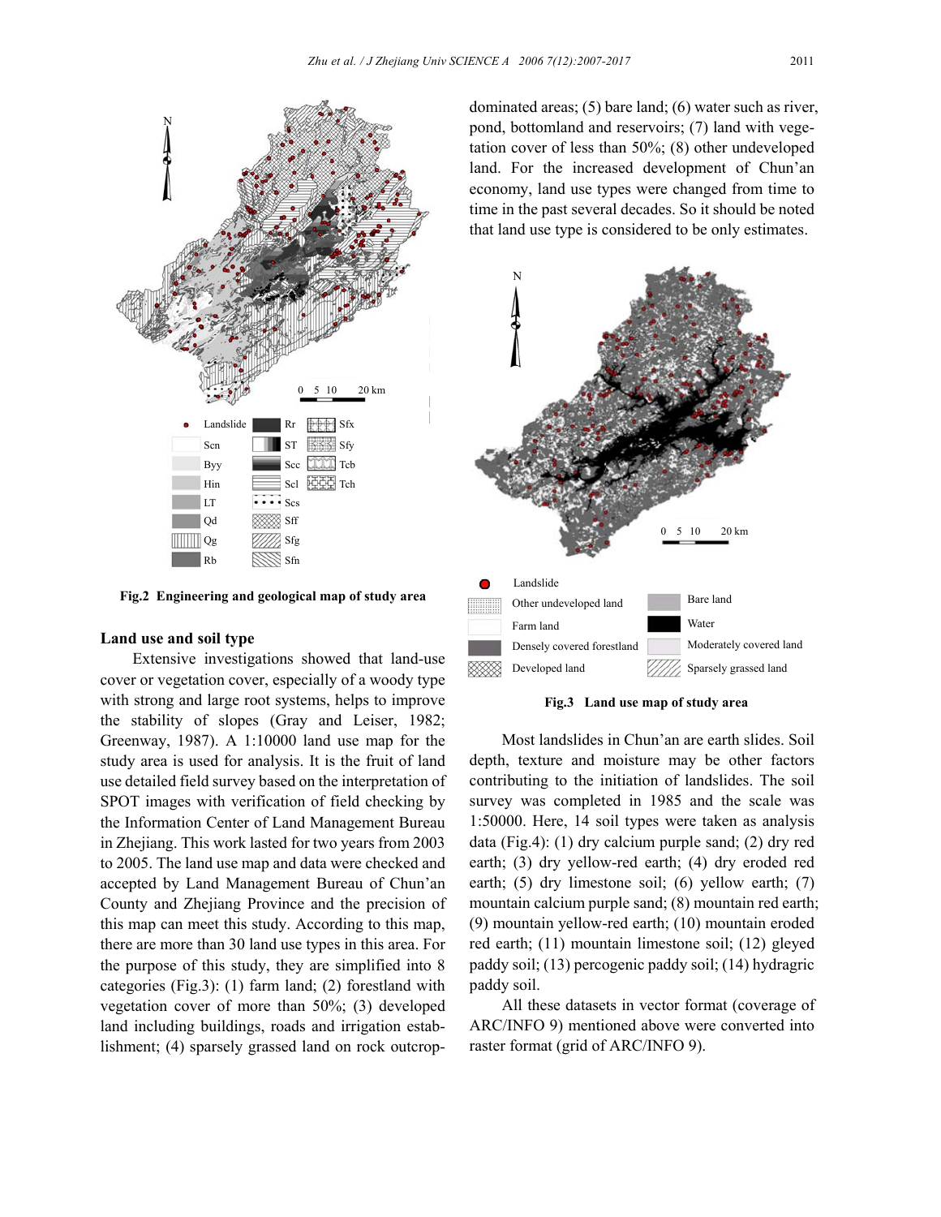Fig.2 Engineering and geological map of study area

### Land use and soil type

Extensive investigations showed that land-use cover or vegetation cover, especially of a woody type with strong and large root systems, helps to improve the stability of slopes (Gray and Leiser, 1982; Greenway, 1987). A 1:10000 land use map for the study area is used for analysis. It is the fruit of land use detailed field survey based on the interpretation of SPOT images with verification of field checking by the Information Center of Land Management Bureau in Zhejiang. This work lasted for two years from 2003 to 2005. The land use map and data were checked and accepted by Land Management Bureau of Chun'an County and Zhejiang Province and the precision of this map can meet this study. According to this map, there are more than 30 land use types in this area. For the purpose of this study, they are simplified into 8 categories (Fig.3): (1) farm land; (2) forestland with vegetation cover of more than 50%; (3) developed land including buildings, roads and irrigation establishment; (4) sparsely grassed land on rock outcrop-dominated areas; (5) bare land; (6) water such as river, pond, bottomland and reservoirs; (7) land with vegetation cover of less than 50%; (8) other undeveloped land. For the increased development of Chun'an economy, land use types were changed from time to time in the past several decades. So it should be noted that land use type is considered to be only estimates.

Fig.3 Land use map of study area

Most landslides in Chun'an are earth slides. Soil depth, texture and moisture may be other factors contributing to the initiation of landslides. The soil survey was completed in 1985 and the scale was 1:50000. Here, 14 soil types were taken as analysis data (Fig.4): (1) dry calcium purple sand; (2) dry red earth; (3) dry yellow-red earth; (4) dry eroded red earth; (5) dry limestone soil; (6) yellow earth; (7) mountain calcium purple sand; (8) mountain red earth; (9) mountain yellow-red earth; (10) mountain eroded red earth; (11) mountain limestone soil; (12) gleyed paddy soil; (13) percogenic paddy soil; (14) hydragric paddy soil.

All these datasets in vector format (coverage of ARC/INFO 9) mentioned above were converted into raster format (grid of ARC/INFO 9).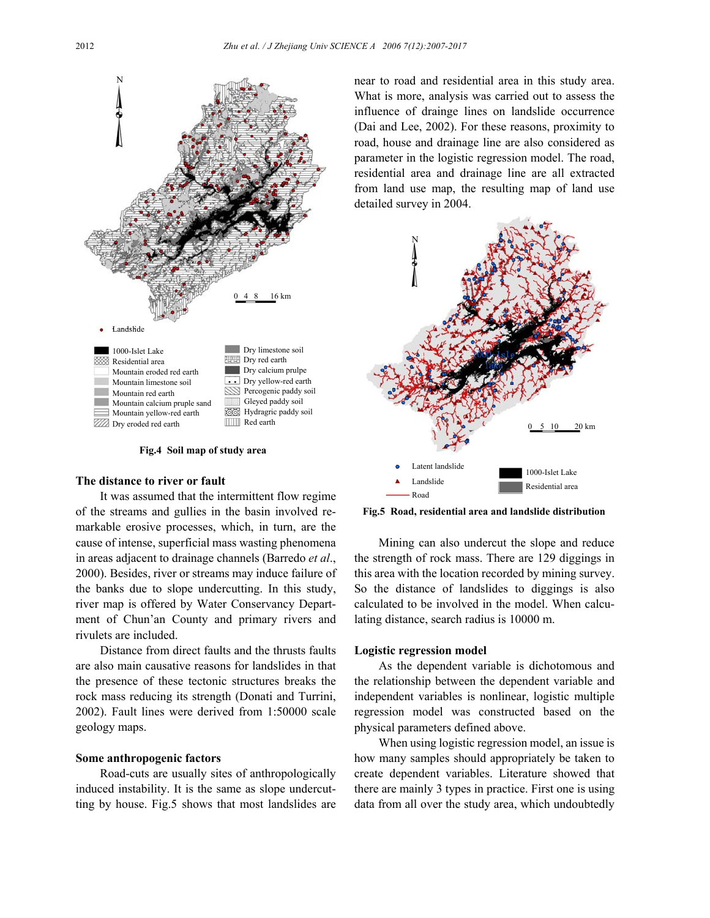Fig.4 Soil map of study area

### The distance to river or fault

It was assumed that the intermittent flow regime of the streams and gullies in the basin involved remarkable erosive processes, which, in turn, are the cause of intense, superficial mass wasting phenomena in areas adjacent to drainage channels (Barredo *et al*., 2000). Besides, river or streams may induce failure of the banks due to slope undercutting. In this study, river map is offered by Water Conservancy Department of Chun'an County and primary rivers and rivulets are included.

Distance from direct faults and the thrusts faults are also main causative reasons for landslides in that the presence of these tectonic structures breaks the rock mass reducing its strength (Donati and Turrini, 2002). Fault lines were derived from 1:50000 scale geology maps.

### Some anthropogenic factors

Road-cuts are usually sites of anthropologically induced instability. It is the same as slope undercutting by house. Fig.5 shows that most landslides are near to road and residential area in this study area. What is more, analysis was carried out to assess the influence of drainge lines on landslide occurrence (Dai and Lee, 2002). For these reasons, proximity to road, house and drainage line are also considered as parameter in the logistic regression model. The road, residential area and drainage line are all extracted from land use map, the resulting map of land use detailed survey in 2004.

Fig.5 Road, residential area and landslide distribution

Mining can also undercut the slope and reduce the strength of rock mass. There are 129 diggings in this area with the location recorded by mining survey. So the distance of landslides to diggings is also calculated to be involved in the model. When calculating distance, search radius is 10000 m.

### Logistic regression model

As the dependent variable is dichotomous and the relationship between the dependent variable and independent variables is nonlinear, logistic multiple regression model was constructed based on the physical parameters defined above.

When using logistic regression model, an issue is how many samples should appropriately be taken to create dependent variables. Literature showed that there are mainly 3 types in practice. First one is using data from all over the study area, which undoubtedly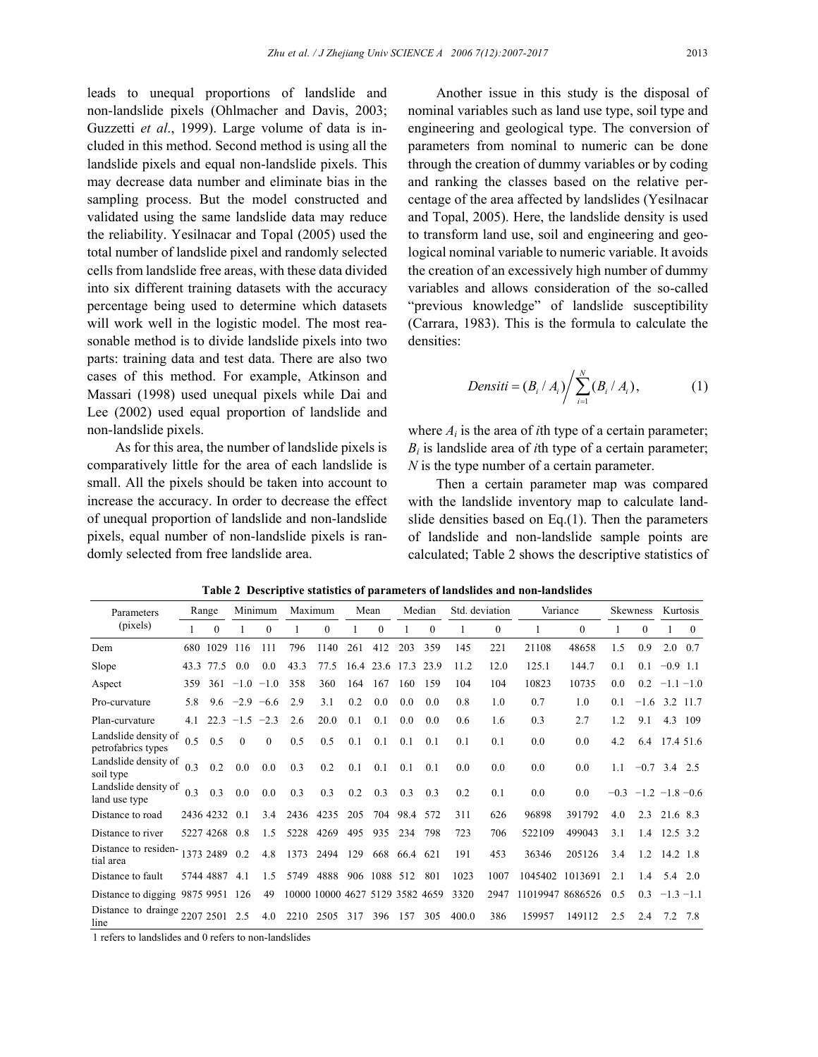leads to unequal proportions of landslide and non-landslide pixels (Ohlmacher and Davis, 2003; Guzzetti *et al*., 1999). Large volume of data is included in this method. Second method is using all the landslide pixels and equal non-landslide pixels. This may decrease data number and eliminate bias in the sampling process. But the model constructed and validated using the same landslide data may reduce the reliability. Yesilnacar and Topal (2005) used the total number of landslide pixel and randomly selected cells from landslide free areas, with these data divided into six different training datasets with the accuracy percentage being used to determine which datasets will work well in the logistic model. The most reasonable method is to divide landslide pixels into two parts: training data and test data. There are also two cases of this method. For example, Atkinson and Massari (1998) used unequal pixels while Dai and Lee (2002) used equal proportion of landslide and non-landslide pixels.

As for this area, the number of landslide pixels is comparatively little for the area of each landslide is small. All the pixels should be taken into account to increase the accuracy. In order to decrease the effect of unequal proportion of landslide and non-landslide pixels, equal number of non-landslide pixels is randomly selected from free landslide area.

Another issue in this study is the disposal of nominal variables such as land use type, soil type and engineering and geological type. The conversion of parameters from nominal to numeric can be done through the creation of dummy variables or by coding and ranking the classes based on the relative percentage of the area affected by landslides (Yesilnacar and Topal, 2005). Here, the landslide density is used to transform land use, soil and engineering and geological nominal variable to numeric variable. It avoids the creation of an excessively high number of dummy variables and allows consideration of the so-called "previous knowledge" of landslide susceptibility (Carrara, 1983). This is the formula to calculate the densities:

$$Densiti = (B_i / A_i) \Big/ \sum_{i=1}^{N} (B_i / A_i), \tag{1}$$

where $A_i$ is the area of $i$th type of a certain parameter; $B_i$ is landslide area of $i$th type of a certain parameter; $N$ is the type number of a certain parameter.

Then a certain parameter map was compared with the landslide inventory map to calculate landslide densities based on Eq.(1). Then the parameters of landslide and non-landslide sample points are calculated; Table 2 shows the descriptive statistics of

**Table 2 Descriptive statistics of parameters of landslides and non-landslides**

| Parameters (pixels) | Range | | Minimum | | Maximum | | Mean | | Median | | Std. deviation | | Variance | | Skewness | | Kurtosis | |
|---|---|---|---|---|---|---|---|---|---|---|---|---|---|---|---|---|---|---|
| | 1 | 0 | 1 | 0 | 1 | 0 | 1 | 0 | 1 | 0 | 1 | 0 | 1 | 0 | 1 | 0 | 1 | 0 |
| Dem | 680 | 1029 | 116 | 111 | 796 | 1140 | 261 | 412 | 203 | 359 | 145 | 221 | 21108 | 48658 | 1.5 | 0.9 | 2.0 | 0.7 |
| Slope | 43.3 | 77.5 | 0.0 | 0.0 | 43.3 | 77.5 | 16.4 | 23.6 | 17.3 | 23.9 | 11.2 | 12.0 | 125.1 | 144.7 | 0.1 | 0.1 | −0.9 | 1.1 |
| Aspect | 359 | 361 | −1.0 | −1.0 | 358 | 360 | 164 | 167 | 160 | 159 | 104 | 104 | 10823 | 10735 | 0.0 | 0.2 | −1.1 | −1.0 |
| Pro-curvature | 5.8 | 9.6 | −2.9 | −6.6 | 2.9 | 3.1 | 0.2 | 0.0 | 0.0 | 0.0 | 0.8 | 1.0 | 0.7 | 1.0 | 0.1 | −1.6 | 3.2 | 11.7 |
| Plan-curvature | 4.1 | 22.3 | −1.5 | −2.3 | 2.6 | 20.0 | 0.1 | 0.1 | 0.0 | 0.0 | 0.6 | 1.6 | 0.3 | 2.7 | 1.2 | 9.1 | 4.3 | 109 |
| Landslide density of petrofabrics types | 0.5 | 0.5 | 0 | 0 | 0.5 | 0.5 | 0.1 | 0.1 | 0.1 | 0.1 | 0.1 | 0.1 | 0.0 | 0.0 | 4.2 | 6.4 | 17.4 | 51.6 |
| Landslide density of soil type | 0.3 | 0.2 | 0.0 | 0.0 | 0.3 | 0.2 | 0.1 | 0.1 | 0.1 | 0.1 | 0.0 | 0.0 | 0.0 | 0.0 | 1.1 | −0.7 | 3.4 | 2.5 |
| Landslide density of land use type | 0.3 | 0.3 | 0.0 | 0.0 | 0.3 | 0.3 | 0.2 | 0.3 | 0.3 | 0.3 | 0.2 | 0.1 | 0.0 | 0.0 | −0.3 | −1.2 | −1.8 | −0.6 |
| Distance to road | 2436 | 4232 | 0.1 | 3.4 | 2436 | 4235 | 205 | 704 | 98.4 | 572 | 311 | 626 | 96898 | 391792 | 4.0 | 2.3 | 21.6 | 8.3 |
| Distance to river | 5227 | 4268 | 0.8 | 1.5 | 5228 | 4269 | 495 | 935 | 234 | 798 | 723 | 706 | 522109 | 499043 | 3.1 | 1.4 | 12.5 | 3.2 |
| Distance to residential area | 1373 | 2489 | 0.2 | 4.8 | 1373 | 2494 | 129 | 668 | 66.4 | 621 | 191 | 453 | 36346 | 205126 | 3.4 | 1.2 | 14.2 | 1.8 |
| Distance to fault | 5744 | 4887 | 4.1 | 1.5 | 5749 | 4888 | 906 | 1088 | 512 | 801 | 1023 | 1007 | 1045402 | 1013691 | 2.1 | 1.4 | 5.4 | 2.0 |
| Distance to digging | 9875 | 9951 | 126 | 49 | 10000 | 10000 | 4627 | 5129 | 3582 | 4659 | 3320 | 2947 | 11019947 | 8686526 | 0.5 | 0.3 | −1.3 | −1.1 |
| Distance to drainge line | 2207 | 2501 | 2.5 | 4.0 | 2210 | 2505 | 317 | 396 | 157 | 305 | 400.0 | 386 | 159957 | 149112 | 2.5 | 2.4 | 7.2 | 7.8 |

1 refers to landslides and 0 refers to non-landslides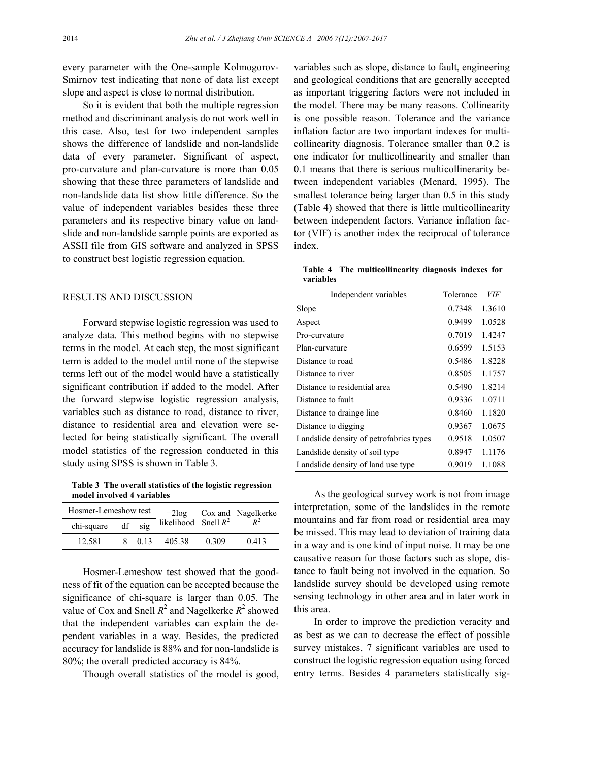every parameter with the One-sample Kolmogorov-Smirnov test indicating that none of data list except slope and aspect is close to normal distribution.

So it is evident that both the multiple regression method and discriminant analysis do not work well in this case. Also, test for two independent samples shows the difference of landslide and non-landslide data of every parameter. Significant of aspect, pro-curvature and plan-curvature is more than 0.05 showing that these three parameters of landslide and non-landslide data list show little difference. So the value of independent variables besides these three parameters and its respective binary value on landslide and non-landslide sample points are exported as ASSII file from GIS software and analyzed in SPSS to construct best logistic regression equation.

## RESULTS AND DISCUSSION

Forward stepwise logistic regression was used to analyze data. This method begins with no stepwise terms in the model. At each step, the most significant term is added to the model until none of the stepwise terms left out of the model would have a statistically significant contribution if added to the model. After the forward stepwise logistic regression analysis, variables such as distance to road, distance to river, distance to residential area and elevation were selected for being statistically significant. The overall model statistics of the regression conducted in this study using SPSS is shown in Table 3.

**Table 3 The overall statistics of the logistic regression model involved 4 variables**

| Hosmer-Lemeshow test | | | −2log likelihood | Cox and Snell $R^2$ | Nagelkerke $R^2$ |
|---|---|---|---|---|---|
| chi-square | df | sig | | | |
| 12.581 | 8 | 0.13 | 405.38 | 0.309 | 0.413 |

Hosmer-Lemeshow test showed that the goodness of fit of the equation can be accepted because the significance of chi-square is larger than 0.05. The value of Cox and Snell $R^2$ and Nagelkerke $R^2$ showed that the independent variables can explain the dependent variables in a way. Besides, the predicted accuracy for landslide is 88% and for non-landslide is 80%; the overall predicted accuracy is 84%.

Though overall statistics of the model is good, variables such as slope, distance to fault, engineering and geological conditions that are generally accepted as important triggering factors were not included in the model. There may be many reasons. Collinearity is one possible reason. Tolerance and the variance inflation factor are two important indexes for multicollinearity diagnosis. Tolerance smaller than 0.2 is one indicator for multicollinearity and smaller than 0.1 means that there is serious multicollinerarity between independent variables (Menard, 1995). The smallest tolerance being larger than 0.5 in this study (Table 4) showed that there is little multicollinearity between independent factors. Variance inflation factor (VIF) is another index the reciprocal of tolerance index.

**Table 4 The multicollinearity diagnosis indexes for variables**

| Independent variables | Tolerance | *VIF* |
|---|---|---|
| Slope | 0.7348 | 1.3610 |
| Aspect | 0.9499 | 1.0528 |
| Pro-curvature | 0.7019 | 1.4247 |
| Plan-curvature | 0.6599 | 1.5153 |
| Distance to road | 0.5486 | 1.8228 |
| Distance to river | 0.8505 | 1.1757 |
| Distance to residential area | 0.5490 | 1.8214 |
| Distance to fault | 0.9336 | 1.0711 |
| Distance to drainge line | 0.8460 | 1.1820 |
| Distance to digging | 0.9367 | 1.0675 |
| Landslide density of petrofabrics types | 0.9518 | 1.0507 |
| Landslide density of soil type | 0.8947 | 1.1176 |
| Landslide density of land use type | 0.9019 | 1.1088 |

As the geological survey work is not from image interpretation, some of the landslides in the remote mountains and far from road or residential area may be missed. This may lead to deviation of training data in a way and is one kind of input noise. It may be one causative reason for those factors such as slope, distance to fault being not involved in the equation. So landslide survey should be developed using remote sensing technology in other area and in later work in this area.

In order to improve the prediction veracity and as best as we can to decrease the effect of possible survey mistakes, 7 significant variables are used to construct the logistic regression equation using forced entry terms. Besides 4 parameters statistically sig-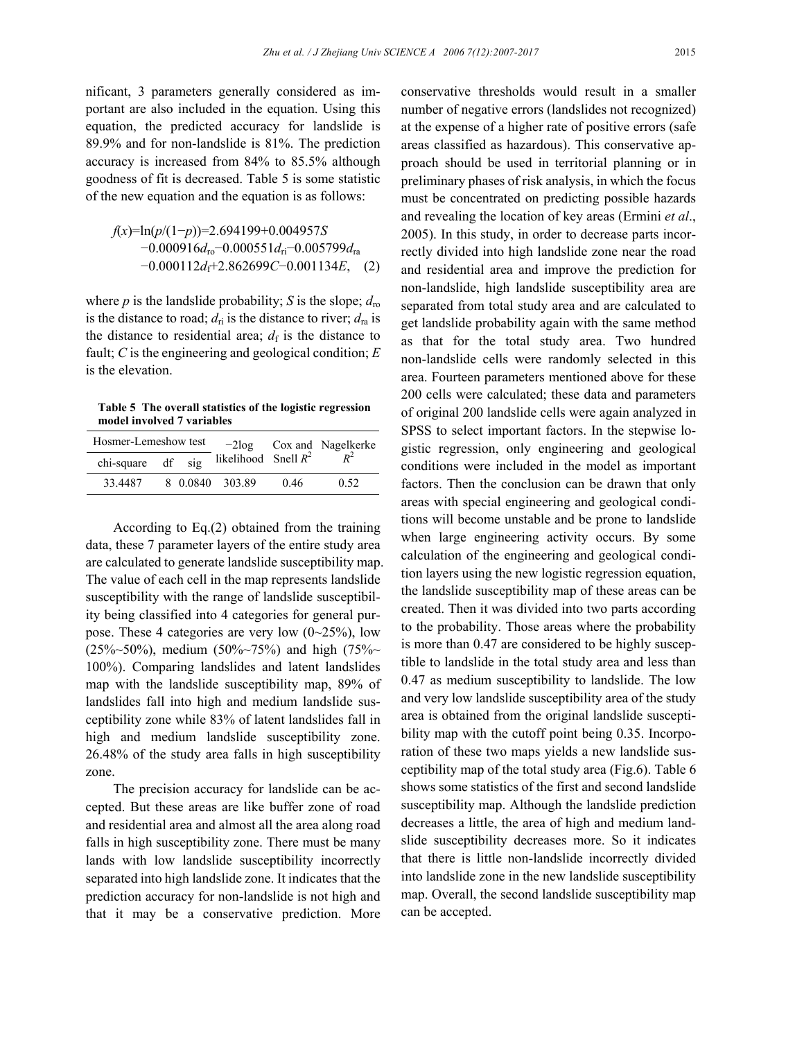nificant, 3 parameters generally considered as important are also included in the equation. Using this equation, the predicted accuracy for landslide is 89.9% and for non-landslide is 81%. The prediction accuracy is increased from 84% to 85.5% although goodness of fit is decreased. Table 5 is some statistic of the new equation and the equation is as follows:

$$f(x)=\ln(p/(1-p))=2.694199+0.004957S-0.000916d_{ro}-0.000551d_{ri}-0.005799d_{ra}-0.000112d_{f}+2.862699C-0.001134E, \quad (2)$$

where $p$ is the landslide probability; $S$ is the slope; $d_{ro}$ is the distance to road; $d_{ri}$ is the distance to river; $d_{ra}$ is the distance to residential area; $d_f$ is the distance to fault; $C$ is the engineering and geological condition; $E$ is the elevation.

**Table 5 The overall statistics of the logistic regression model involved 7 variables**

| Hosmer-Lemeshow test | | | −2log likelihood | Cox and Snell $R^2$ | Nagelkerke $R^2$ |
|---|---|---|---|---|---|
| chi-square | df | sig | | | |
| 33.4487 | 8 | 0.0840 | 303.89 | 0.46 | 0.52 |

According to Eq.(2) obtained from the training data, these 7 parameter layers of the entire study area are calculated to generate landslide susceptibility map. The value of each cell in the map represents landslide susceptibility with the range of landslide susceptibility being classified into 4 categories for general purpose. These 4 categories are very low (0~25%), low (25%~50%), medium (50%~75%) and high (75%~100%). Comparing landslides and latent landslides map with the landslide susceptibility map, 89% of landslides fall into high and medium landslide susceptibility zone while 83% of latent landslides fall in high and medium landslide susceptibility zone. 26.48% of the study area falls in high susceptibility zone.

The precision accuracy for landslide can be accepted. But these areas are like buffer zone of road and residential area and almost all the area along road falls in high susceptibility zone. There must be many lands with low landslide susceptibility incorrectly separated into high landslide zone. It indicates that the prediction accuracy for non-landslide is not high and that it may be a conservative prediction. More conservative thresholds would result in a smaller number of negative errors (landslides not recognized) at the expense of a higher rate of positive errors (safe areas classified as hazardous). This conservative approach should be used in territorial planning or in preliminary phases of risk analysis, in which the focus must be concentrated on predicting possible hazards and revealing the location of key areas (Ermini *et al*., 2005). In this study, in order to decrease parts incorrectly divided into high landslide zone near the road and residential area and improve the prediction for non-landslide, high landslide susceptibility area are separated from total study area and are calculated to get landslide probability again with the same method as that for the total study area. Two hundred non-landslide cells were randomly selected in this area. Fourteen parameters mentioned above for these 200 cells were calculated; these data and parameters of original 200 landslide cells were again analyzed in SPSS to select important factors. In the stepwise logistic regression, only engineering and geological conditions were included in the model as important factors. Then the conclusion can be drawn that only areas with special engineering and geological conditions will become unstable and be prone to landslide when large engineering activity occurs. By some calculation of the engineering and geological condition layers using the new logistic regression equation, the landslide susceptibility map of these areas can be created. Then it was divided into two parts according to the probability. Those areas where the probability is more than 0.47 are considered to be highly susceptible to landslide in the total study area and less than 0.47 as medium susceptibility to landslide. The low and very low landslide susceptibility area of the study area is obtained from the original landslide susceptibility map with the cutoff point being 0.35. Incorporation of these two maps yields a new landslide susceptibility map of the total study area (Fig.6). Table 6 shows some statistics of the first and second landslide susceptibility map. Although the landslide prediction decreases a little, the area of high and medium landslide susceptibility decreases more. So it indicates that there is little non-landslide incorrectly divided into landslide zone in the new landslide susceptibility map. Overall, the second landslide susceptibility map can be accepted.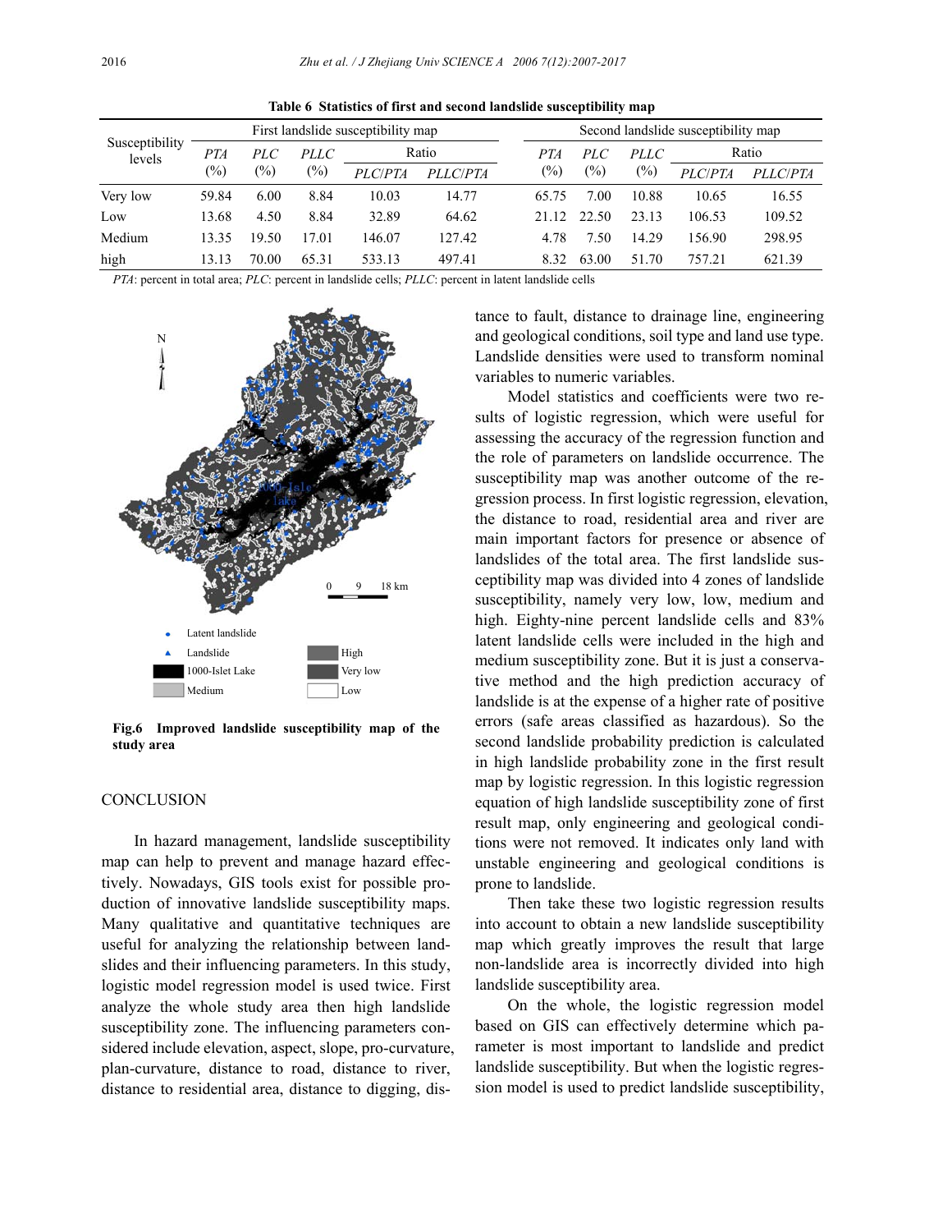**Table 6 Statistics of first and second landslide susceptibility map**

| Susceptibility levels | First landslide susceptibility map | | | | | Second landslide susceptibility map | | | | |
|---|---|---|---|---|---|---|---|---|---|---|
| | *PTA* (%) | *PLC* (%) | *PLLC* (%) | Ratio | | *PTA* (%) | *PLC* (%) | *PLLC* (%) | Ratio | |
| | | | | *PLC/PTA* | *PLLC/PTA* | | | | *PLC/PTA* | *PLLC/PTA* |
| Very low | 59.84 | 6.00 | 8.84 | 10.03 | 14.77 | 65.75 | 7.00 | 10.88 | 10.65 | 16.55 |
| Low | 13.68 | 4.50 | 8.84 | 32.89 | 64.62 | 21.12 | 22.50 | 23.13 | 106.53 | 109.52 |
| Medium | 13.35 | 19.50 | 17.01 | 146.07 | 127.42 | 4.78 | 7.50 | 14.29 | 156.90 | 298.95 |
| high | 13.13 | 70.00 | 65.31 | 533.13 | 497.41 | 8.32 | 63.00 | 51.70 | 757.21 | 621.39 |

*PTA*: percent in total area; *PLC*: percent in landslide cells; *PLLC*: percent in latent landslide cells

**Fig.6 Improved landslide susceptibility map of the study area**

## CONCLUSION

In hazard management, landslide susceptibility map can help to prevent and manage hazard effectively. Nowadays, GIS tools exist for possible production of innovative landslide susceptibility maps. Many qualitative and quantitative techniques are useful for analyzing the relationship between landslides and their influencing parameters. In this study, logistic model regression model is used twice. First analyze the whole study area then high landslide susceptibility zone. The influencing parameters considered include elevation, aspect, slope, pro-curvature, plan-curvature, distance to road, distance to river, distance to residential area, distance to digging, distance to fault, distance to drainage line, engineering and geological conditions, soil type and land use type. Landslide densities were used to transform nominal variables to numeric variables.

Model statistics and coefficients were two results of logistic regression, which were useful for assessing the accuracy of the regression function and the role of parameters on landslide occurrence. The susceptibility map was another outcome of the regression process. In first logistic regression, elevation, the distance to road, residential area and river are main important factors for presence or absence of landslides of the total area. The first landslide susceptibility map was divided into 4 zones of landslide susceptibility, namely very low, low, medium and high. Eighty-nine percent landslide cells and 83% latent landslide cells were included in the high and medium susceptibility zone. But it is just a conservative method and the high prediction accuracy of landslide is at the expense of a higher rate of positive errors (safe areas classified as hazardous). So the second landslide probability prediction is calculated in high landslide probability zone in the first result map by logistic regression. In this logistic regression equation of high landslide susceptibility zone of first result map, only engineering and geological conditions were not removed. It indicates only land with unstable engineering and geological conditions is prone to landslide.

Then take these two logistic regression results into account to obtain a new landslide susceptibility map which greatly improves the result that large non-landslide area is incorrectly divided into high landslide susceptibility area.

On the whole, the logistic regression model based on GIS can effectively determine which parameter is most important to landslide and predict landslide susceptibility. But when the logistic regression model is used to predict landslide susceptibility,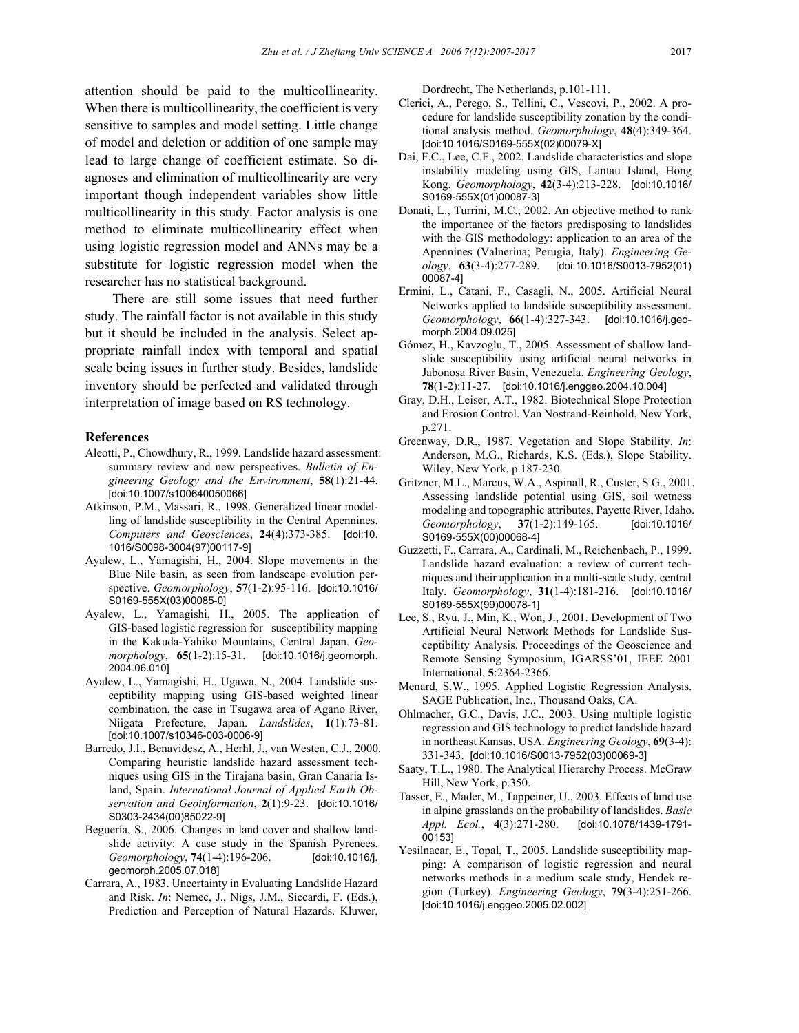attention should be paid to the multicollinearity. When there is multicollinearity, the coefficient is very sensitive to samples and model setting. Little change of model and deletion or addition of one sample may lead to large change of coefficient estimate. So diagnoses and elimination of multicollinearity are very important though independent variables show little multicollinearity in this study. Factor analysis is one method to eliminate multicollinearity effect when using logistic regression model and ANNs may be a substitute for logistic regression model when the researcher has no statistical background.

There are still some issues that need further study. The rainfall factor is not available in this study but it should be included in the analysis. Select appropriate rainfall index with temporal and spatial scale being issues in further study. Besides, landslide inventory should be perfected and validated through interpretation of image based on RS technology.

## References

- Aleotti, P., Chowdhury, R., 1999. Landslide hazard assessment: summary review and new perspectives. *Bulletin of Engineering Geology and the Environment*, **58**(1):21-44. [doi:10.1007/s100640050066]
- Atkinson, P.M., Massari, R., 1998. Generalized linear modelling of landslide susceptibility in the Central Apennines. *Computers and Geosciences*, **24**(4):373-385. [doi:10.1016/S0098-3004(97)00117-9]
- Ayalew, L., Yamagishi, H., 2004. Slope movements in the Blue Nile basin, as seen from landscape evolution perspective. *Geomorphology*, **57**(1-2):95-116. [doi:10.1016/S0169-555X(03)00085-0]
- Ayalew, L., Yamagishi, H., 2005. The application of GIS-based logistic regression for susceptibility mapping in the Kakuda-Yahiko Mountains, Central Japan. *Geomorphology*, **65**(1-2):15-31. [doi:10.1016/j.geomorph.2004.06.010]
- Ayalew, L., Yamagishi, H., Ugawa, N., 2004. Landslide susceptibility mapping using GIS-based weighted linear combination, the case in Tsugawa area of Agano River, Niigata Prefecture, Japan. *Landslides*, **1**(1):73-81. [doi:10.1007/s10346-003-0006-9]
- Barredo, J.I., Benavidesz, A., Herhl, J., van Westen, C.J., 2000. Comparing heuristic landslide hazard assessment techniques using GIS in the Tirajana basin, Gran Canaria Island, Spain. *International Journal of Applied Earth Observation and Geoinformation*, **2**(1):9-23. [doi:10.1016/S0303-2434(00)85022-9]
- Beguería, S., 2006. Changes in land cover and shallow landslide activity: A case study in the Spanish Pyrenees. *Geomorphology*, **74**(1-4):196-206. [doi:10.1016/j.geomorph.2005.07.018]
- Carrara, A., 1983. Uncertainty in Evaluating Landslide Hazard and Risk. *In*: Nemec, J., Nigs, J.M., Siccardi, F. (Eds.), Prediction and Perception of Natural Hazards. Kluwer, Dordrecht, The Netherlands, p.101-111.
- Clerici, A., Perego, S., Tellini, C., Vescovi, P., 2002. A procedure for landslide susceptibility zonation by the conditional analysis method. *Geomorphology*, **48**(4):349-364. [doi:10.1016/S0169-555X(02)00079-X]
- Dai, F.C., Lee, C.F., 2002. Landslide characteristics and slope instability modeling using GIS, Lantau Island, Hong Kong. *Geomorphology*, **42**(3-4):213-228. [doi:10.1016/S0169-555X(01)00087-3]
- Donati, L., Turrini, M.C., 2002. An objective method to rank the importance of the factors predisposing to landslides with the GIS methodology: application to an area of the Apennines (Valnerina; Perugia, Italy). *Engineering Geology*, **63**(3-4):277-289. [doi:10.1016/S0013-7952(01)00087-4]
- Ermini, L., Catani, F., Casagli, N., 2005. Artificial Neural Networks applied to landslide susceptibility assessment. *Geomorphology*, **66**(1-4):327-343. [doi:10.1016/j.geomorph.2004.09.025]
- Gómez, H., Kavzoglu, T., 2005. Assessment of shallow landslide susceptibility using artificial neural networks in Jabonosa River Basin, Venezuela. *Engineering Geology*, **78**(1-2):11-27. [doi:10.1016/j.enggeo.2004.10.004]
- Gray, D.H., Leiser, A.T., 1982. Biotechnical Slope Protection and Erosion Control. Van Nostrand-Reinhold, New York, p.271.
- Greenway, D.R., 1987. Vegetation and Slope Stability. *In*: Anderson, M.G., Richards, K.S. (Eds.), Slope Stability. Wiley, New York, p.187-230.
- Gritzner, M.L., Marcus, W.A., Aspinall, R., Custer, S.G., 2001. Assessing landslide potential using GIS, soil wetness modeling and topographic attributes, Payette River, Idaho. *Geomorphology*, **37**(1-2):149-165. [doi:10.1016/S0169-555X(00)00068-4]
- Guzzetti, F., Carrara, A., Cardinali, M., Reichenbach, P., 1999. Landslide hazard evaluation: a review of current techniques and their application in a multi-scale study, central Italy. *Geomorphology*, **31**(1-4):181-216. [doi:10.1016/S0169-555X(99)00078-1]
- Lee, S., Ryu, J., Min, K., Won, J., 2001. Development of Two Artificial Neural Network Methods for Landslide Susceptibility Analysis. Proceedings of the Geoscience and Remote Sensing Symposium, IGARSS'01, IEEE 2001 International, **5**:2364-2366.
- Menard, S.W., 1995. Applied Logistic Regression Analysis. SAGE Publication, Inc., Thousand Oaks, CA.
- Ohlmacher, G.C., Davis, J.C., 2003. Using multiple logistic regression and GIS technology to predict landslide hazard in northeast Kansas, USA. *Engineering Geology*, **69**(3-4):331-343. [doi:10.1016/S0013-7952(03)00069-3]
- Saaty, T.L., 1980. The Analytical Hierarchy Process. McGraw Hill, New York, p.350.
- Tasser, E., Mader, M., Tappeiner, U., 2003. Effects of land use in alpine grasslands on the probability of landslides. *Basic Appl. Ecol.*, **4**(3):271-280. [doi:10.1078/1439-1791-00153]
- Yesilnacar, E., Topal, T., 2005. Landslide susceptibility mapping: A comparison of logistic regression and neural networks methods in a medium scale study, Hendek region (Turkey). *Engineering Geology*, **79**(3-4):251-266. [doi:10.1016/j.enggeo.2005.02.002]